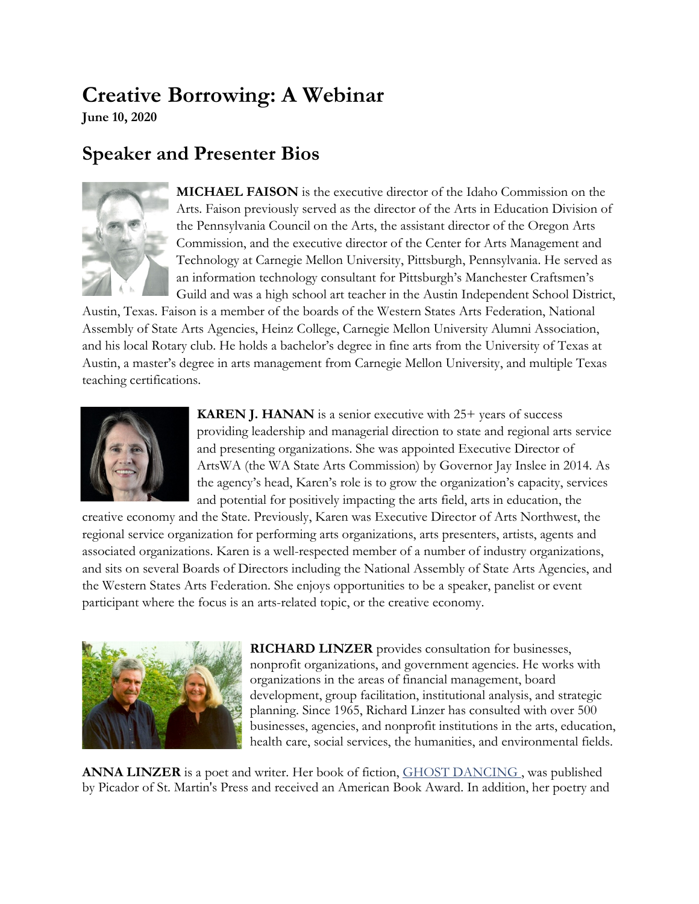# Creative Borrowing: A Webinar

**June 10, 2020**

## Speaker and Presenter Bios

**MICHAEL FAISON** is the executive director of the Idaho Commission on the Arts. Faison previously served as the director of the Arts in Education Division of the Pennsylvania Council on the Arts, the assistant director of the Oregon Arts Commission, and the executive director of the Center for Arts Management and Technology at Carnegie Mellon University, Pittsburgh, Pennsylvania. He served as an information technology consultant for Pittsburgh's Manchester Craftsmen's Guild and was a high school art teacher in the Austin Independent School District, Austin, Texas. Faison is a member of the boards of the Western States Arts Federation, National Assembly of State Arts Agencies, Heinz College, Carnegie Mellon University Alumni Association, and his local Rotary club. He holds a bachelor's degree in fine arts from the University of Texas at Austin, a master's degree in arts management from Carnegie Mellon University, and multiple Texas teaching certifications.

**KAREN J. HANAN** is a senior executive with 25+ years of success providing leadership and managerial direction to state and regional arts service and presenting organizations. She was appointed Executive Director of ArtsWA (the WA State Arts Commission) by Governor Jay Inslee in 2014. As the agency's head, Karen's role is to grow the organization's capacity, services and potential for positively impacting the arts field, arts in education, the creative economy and the State. Previously, Karen was Executive Director of Arts Northwest, the regional service organization for performing arts organizations, arts presenters, artists, agents and associated organizations. Karen is a well-respected member of a number of industry organizations, and sits on several Boards of Directors including the National Assembly of State Arts Agencies, and the Western States Arts Federation. She enjoys opportunities to be a speaker, panelist or event participant where the focus is an arts-related topic, or the creative economy.

**RICHARD LINZER** provides consultation for businesses, nonprofit organizations, and government agencies. He works with organizations in the areas of financial management, board development, group facilitation, institutional analysis, and strategic planning. Since 1965, Richard Linzer has consulted with over 500 businesses, agencies, and nonprofit institutions in the arts, education, health care, social services, the humanities, and environmental fields.

**ANNA LINZER** is a poet and writer. Her book of fiction, GHOST DANCING , was published by Picador of St. Martin's Press and received an American Book Award. In addition, her poetry and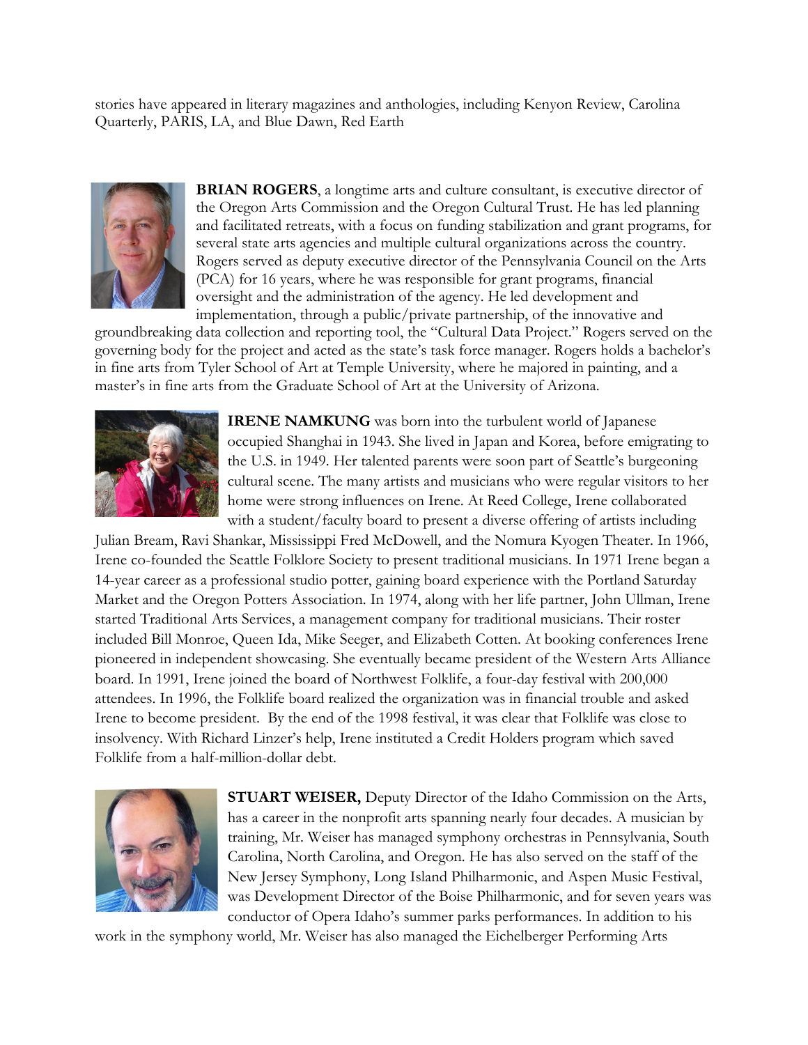stories have appeared in literary magazines and anthologies, including Kenyon Review, Carolina Quarterly, PARIS, LA, and Blue Dawn, Red Earth

**BRIAN ROGERS**, a longtime arts and culture consultant, is executive director of the Oregon Arts Commission and the Oregon Cultural Trust. He has led planning and facilitated retreats, with a focus on funding stabilization and grant programs, for several state arts agencies and multiple cultural organizations across the country. Rogers served as deputy executive director of the Pennsylvania Council on the Arts (PCA) for 16 years, where he was responsible for grant programs, financial oversight and the administration of the agency. He led development and implementation, through a public/private partnership, of the innovative and groundbreaking data collection and reporting tool, the "Cultural Data Project." Rogers served on the governing body for the project and acted as the state's task force manager. Rogers holds a bachelor's in fine arts from Tyler School of Art at Temple University, where he majored in painting, and a master's in fine arts from the Graduate School of Art at the University of Arizona.

**IRENE NAMKUNG** was born into the turbulent world of Japanese occupied Shanghai in 1943. She lived in Japan and Korea, before emigrating to the U.S. in 1949. Her talented parents were soon part of Seattle's burgeoning cultural scene. The many artists and musicians who were regular visitors to her home were strong influences on Irene. At Reed College, Irene collaborated with a student/faculty board to present a diverse offering of artists including Julian Bream, Ravi Shankar, Mississippi Fred McDowell, and the Nomura Kyogen Theater. In 1966, Irene co-founded the Seattle Folklore Society to present traditional musicians. In 1971 Irene began a 14-year career as a professional studio potter, gaining board experience with the Portland Saturday Market and the Oregon Potters Association. In 1974, along with her life partner, John Ullman, Irene started Traditional Arts Services, a management company for traditional musicians. Their roster included Bill Monroe, Queen Ida, Mike Seeger, and Elizabeth Cotten. At booking conferences Irene pioneered in independent showcasing. She eventually became president of the Western Arts Alliance board. In 1991, Irene joined the board of Northwest Folklife, a four-day festival with 200,000 attendees. In 1996, the Folklife board realized the organization was in financial trouble and asked Irene to become president. By the end of the 1998 festival, it was clear that Folklife was close to insolvency. With Richard Linzer's help, Irene instituted a Credit Holders program which saved Folklife from a half-million-dollar debt.

**STUART WEISER,** Deputy Director of the Idaho Commission on the Arts, has a career in the nonprofit arts spanning nearly four decades. A musician by training, Mr. Weiser has managed symphony orchestras in Pennsylvania, South Carolina, North Carolina, and Oregon. He has also served on the staff of the New Jersey Symphony, Long Island Philharmonic, and Aspen Music Festival, was Development Director of the Boise Philharmonic, and for seven years was conductor of Opera Idaho's summer parks performances. In addition to his work in the symphony world, Mr. Weiser has also managed the Eichelberger Performing Arts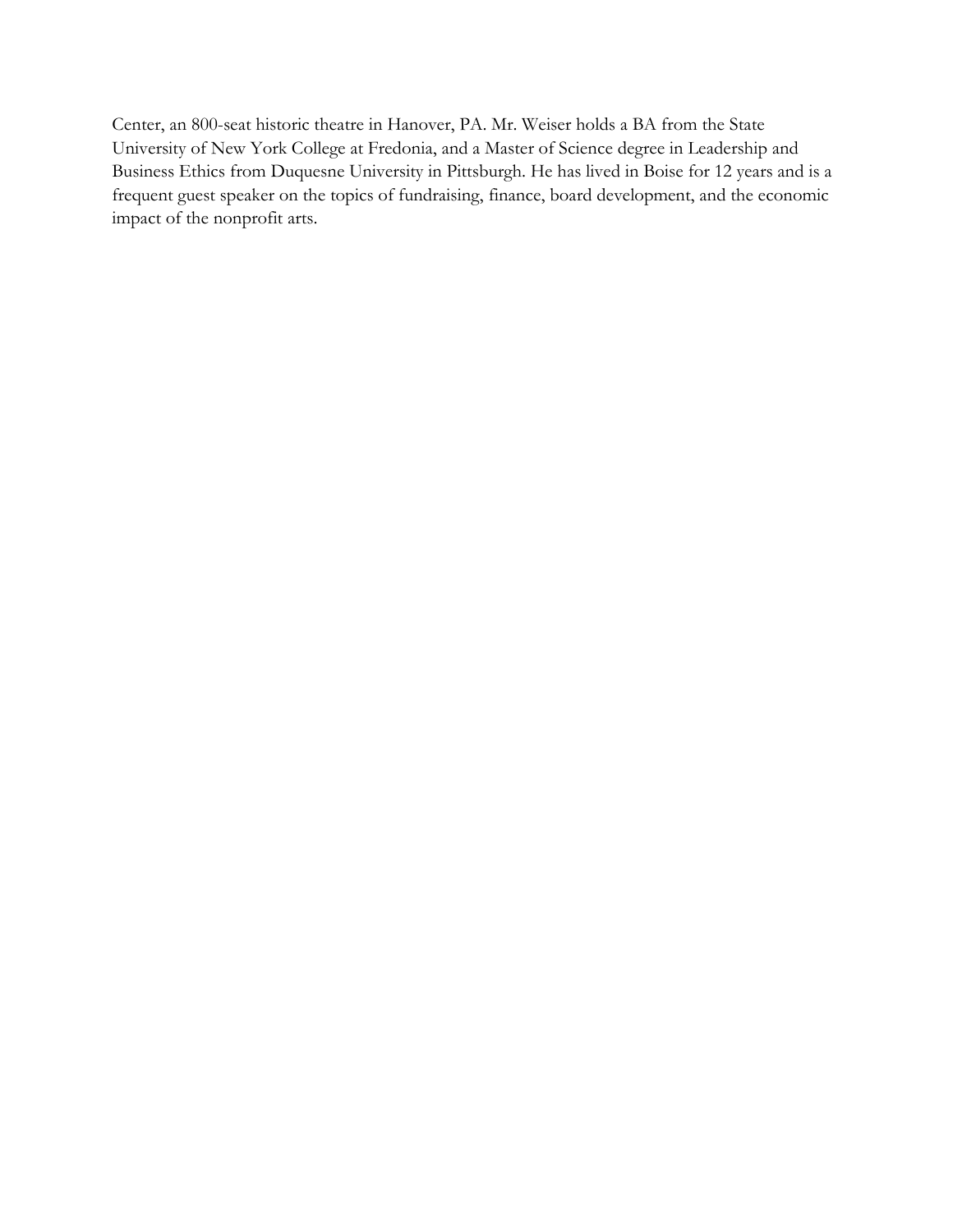Center, an 800-seat historic theatre in Hanover, PA. Mr. Weiser holds a BA from the State University of New York College at Fredonia, and a Master of Science degree in Leadership and Business Ethics from Duquesne University in Pittsburgh. He has lived in Boise for 12 years and is a frequent guest speaker on the topics of fundraising, finance, board development, and the economic impact of the nonprofit arts.